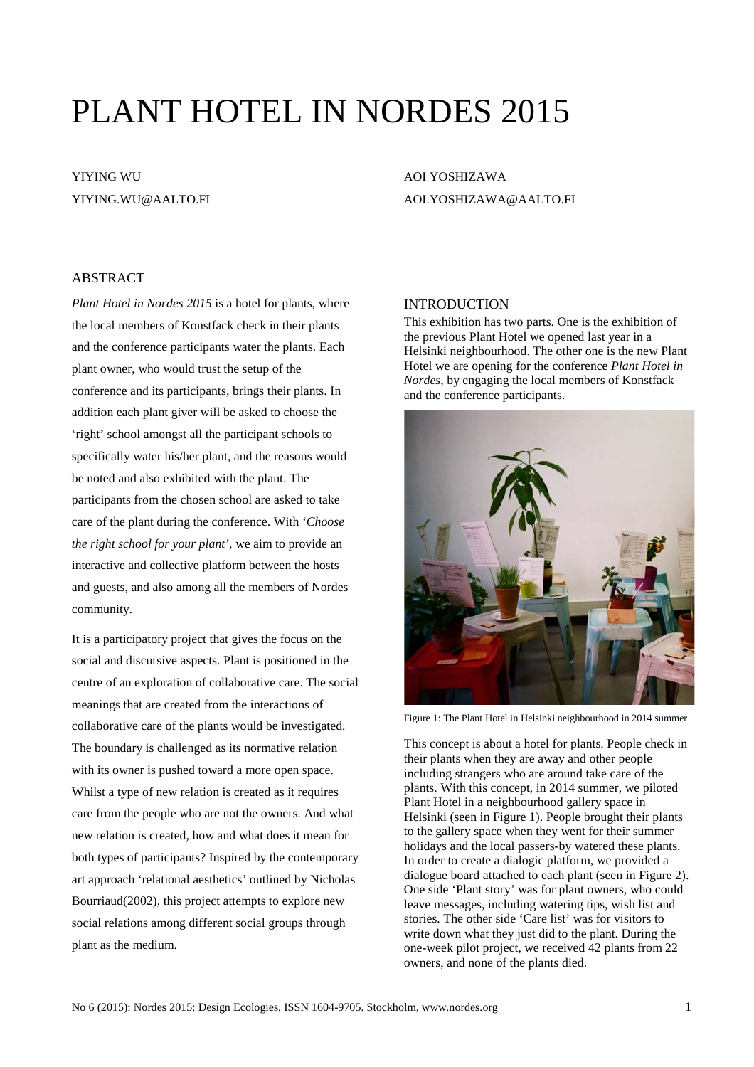# PLANT HOTEL IN NORDES 2015

YIYING WU
YIYING.WU@AALTO.FI

AOI YOSHIZAWA
AOI.YOSHIZAWA@AALTO.FI

## ABSTRACT

*Plant Hotel in Nordes 2015* is a hotel for plants, where the local members of Konstfack check in their plants and the conference participants water the plants. Each plant owner, who would trust the setup of the conference and its participants, brings their plants. In addition each plant giver will be asked to choose the 'right' school amongst all the participant schools to specifically water his/her plant, and the reasons would be noted and also exhibited with the plant. The participants from the chosen school are asked to take care of the plant during the conference. With '*Choose the right school for your plant*', we aim to provide an interactive and collective platform between the hosts and guests, and also among all the members of Nordes community.

It is a participatory project that gives the focus on the social and discursive aspects. Plant is positioned in the centre of an exploration of collaborative care. The social meanings that are created from the interactions of collaborative care of the plants would be investigated. The boundary is challenged as its normative relation with its owner is pushed toward a more open space. Whilst a type of new relation is created as it requires care from the people who are not the owners. And what new relation is created, how and what does it mean for both types of participants? Inspired by the contemporary art approach 'relational aesthetics' outlined by Nicholas Bourriaud(2002), this project attempts to explore new social relations among different social groups through plant as the medium.

## INTRODUCTION

This exhibition has two parts. One is the exhibition of the previous Plant Hotel we opened last year in a Helsinki neighbourhood. The other one is the new Plant Hotel we are opening for the conference *Plant Hotel in Nordes*, by engaging the local members of Konstfack and the conference participants.

Figure 1: The Plant Hotel in Helsinki neighbourhood in 2014 summer

This concept is about a hotel for plants. People check in their plants when they are away and other people including strangers who are around take care of the plants. With this concept, in 2014 summer, we piloted Plant Hotel in a neighbourhood gallery space in Helsinki (seen in Figure 1). People brought their plants to the gallery space when they went for their summer holidays and the local passers-by watered these plants. In order to create a dialogic platform, we provided a dialogue board attached to each plant (seen in Figure 2). One side 'Plant story' was for plant owners, who could leave messages, including watering tips, wish list and stories. The other side 'Care list' was for visitors to write down what they just did to the plant. During the one-week pilot project, we received 42 plants from 22 owners, and none of the plants died.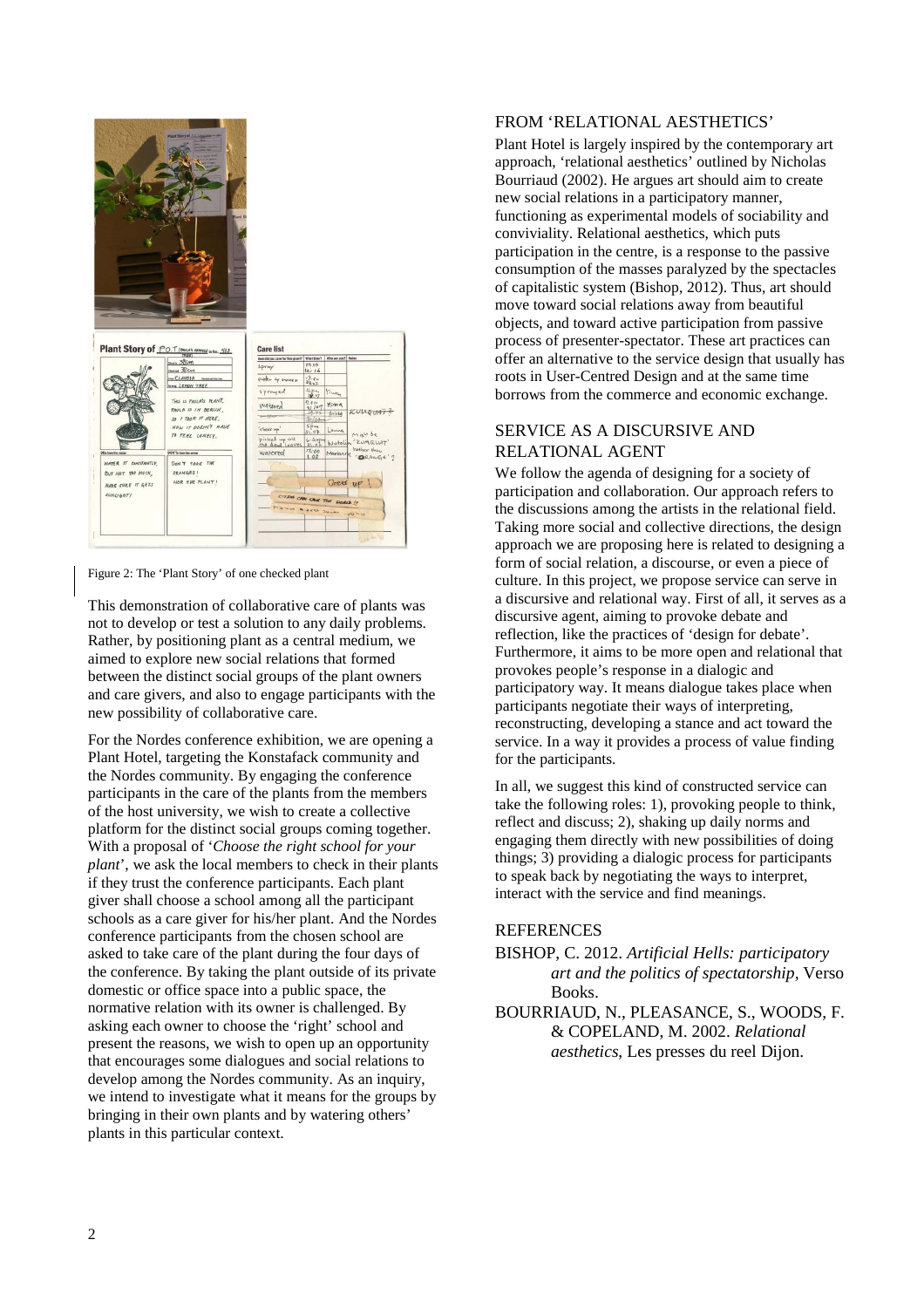Figure 2: The 'Plant Story' of one checked plant

This demonstration of collaborative care of plants was not to develop or test a solution to any daily problems. Rather, by positioning plant as a central medium, we aimed to explore new social relations that formed between the distinct social groups of the plant owners and care givers, and also to engage participants with the new possibility of collaborative care.

For the Nordes conference exhibition, we are opening a Plant Hotel, targeting the Konstafack community and the Nordes community. By engaging the conference participants in the care of the plants from the members of the host university, we wish to create a collective platform for the distinct social groups coming together. With a proposal of '*Choose the right school for your plant*', we ask the local members to check in their plants if they trust the conference participants. Each plant giver shall choose a school among all the participant schools as a care giver for his/her plant. And the Nordes conference participants from the chosen school are asked to take care of the plant during the four days of the conference. By taking the plant outside of its private domestic or office space into a public space, the normative relation with its owner is challenged. By asking each owner to choose the 'right' school and present the reasons, we wish to open up an opportunity that encourages some dialogues and social relations to develop among the Nordes community. As an inquiry, we intend to investigate what it means for the groups by bringing in their own plants and by watering others' plants in this particular context.

## FROM 'RELATIONAL AESTHETICS'

Plant Hotel is largely inspired by the contemporary art approach, 'relational aesthetics' outlined by Nicholas Bourriaud (2002). He argues art should aim to create new social relations in a participatory manner, functioning as experimental models of sociability and conviviality. Relational aesthetics, which puts participation in the centre, is a response to the passive consumption of the masses paralyzed by the spectacles of capitalistic system (Bishop, 2012). Thus, art should move toward social relations away from beautiful objects, and toward active participation from passive process of presenter-spectator. These art practices can offer an alternative to the service design that usually has roots in User-Centred Design and at the same time borrows from the commerce and economic exchange.

## SERVICE AS A DISCURSIVE AND RELATIONAL AGENT

We follow the agenda of designing for a society of participation and collaboration. Our approach refers to the discussions among the artists in the relational field. Taking more social and collective directions, the design approach we are proposing here is related to designing a form of social relation, a discourse, or even a piece of culture. In this project, we propose service can serve in a discursive and relational way. First of all, it serves as a discursive agent, aiming to provoke debate and reflection, like the practices of 'design for debate'. Furthermore, it aims to be more open and relational that provokes people's response in a dialogic and participatory way. It means dialogue takes place when participants negotiate their ways of interpreting, reconstructing, developing a stance and act toward the service. In a way it provides a process of value finding for the participants.

In all, we suggest this kind of constructed service can take the following roles: 1), provoking people to think, reflect and discuss; 2), shaking up daily norms and engaging them directly with new possibilities of doing things; 3) providing a dialogic process for participants to speak back by negotiating the ways to interpret, interact with the service and find meanings.

## REFERENCES

BISHOP, C. 2012. *Artificial Hells: participatory art and the politics of spectatorship*, Verso Books.

BOURRIAUD, N., PLEASANCE, S., WOODS, F. & COPELAND, M. 2002. *Relational aesthetics*, Les presses du reel Dijon.